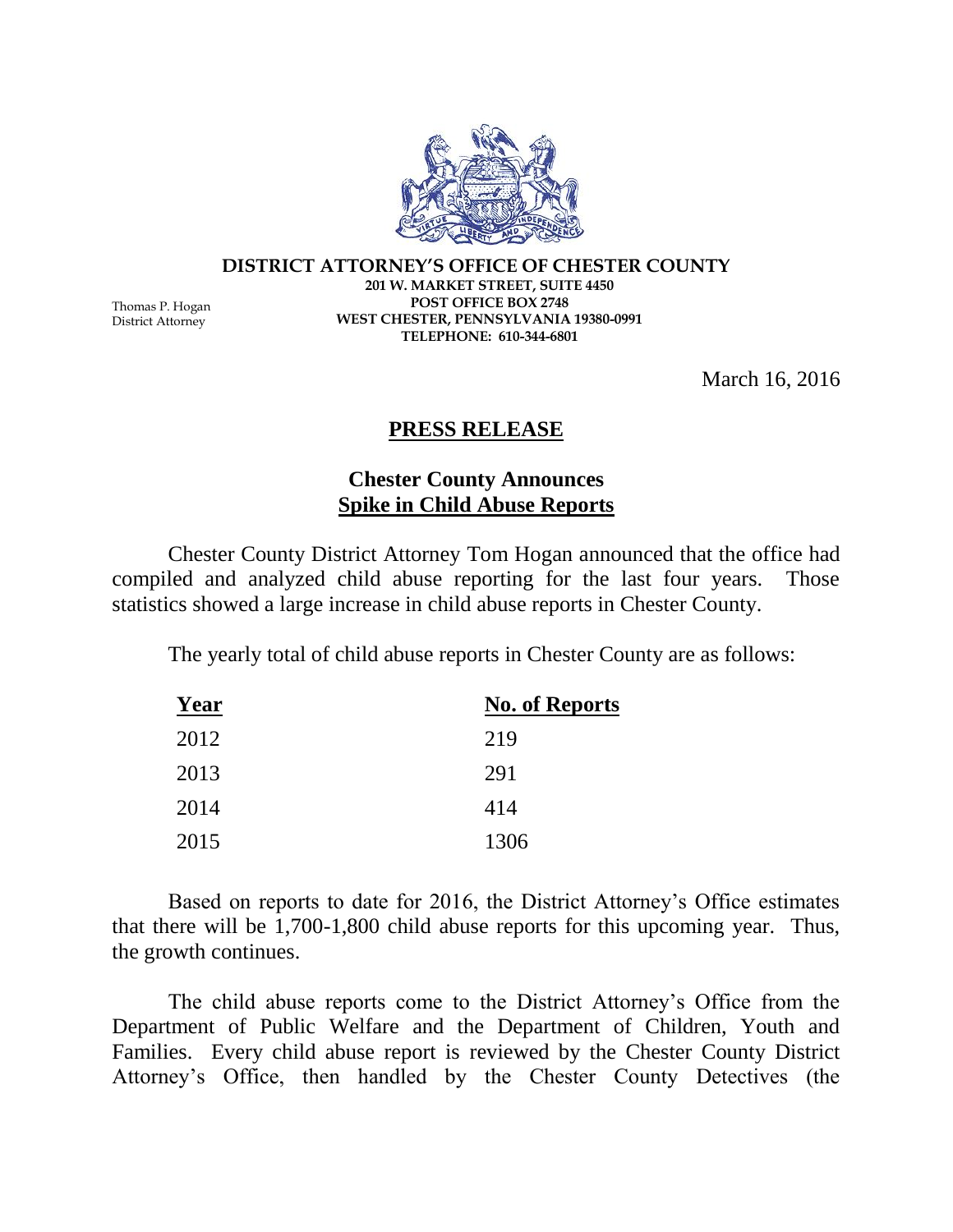**DISTRICT ATTORNEY'S OFFICE OF CHESTER COUNTY**
**201 W. MARKET STREET, SUITE 4450**
**POST OFFICE BOX 2748**
**WEST CHESTER, PENNSYLVANIA 19380-0991**
**TELEPHONE: 610-344-6801**

Thomas P. Hogan
District Attorney

March 16, 2016

# PRESS RELEASE

## Chester County Announces Spike in Child Abuse Reports

Chester County District Attorney Tom Hogan announced that the office had compiled and analyzed child abuse reporting for the last four years. Those statistics showed a large increase in child abuse reports in Chester County.

The yearly total of child abuse reports in Chester County are as follows:

| Year | No. of Reports |
|---|---|
| 2012 | 219 |
| 2013 | 291 |
| 2014 | 414 |
| 2015 | 1306 |

Based on reports to date for 2016, the District Attorney's Office estimates that there will be 1,700-1,800 child abuse reports for this upcoming year. Thus, the growth continues.

The child abuse reports come to the District Attorney's Office from the Department of Public Welfare and the Department of Children, Youth and Families. Every child abuse report is reviewed by the Chester County District Attorney's Office, then handled by the Chester County Detectives (the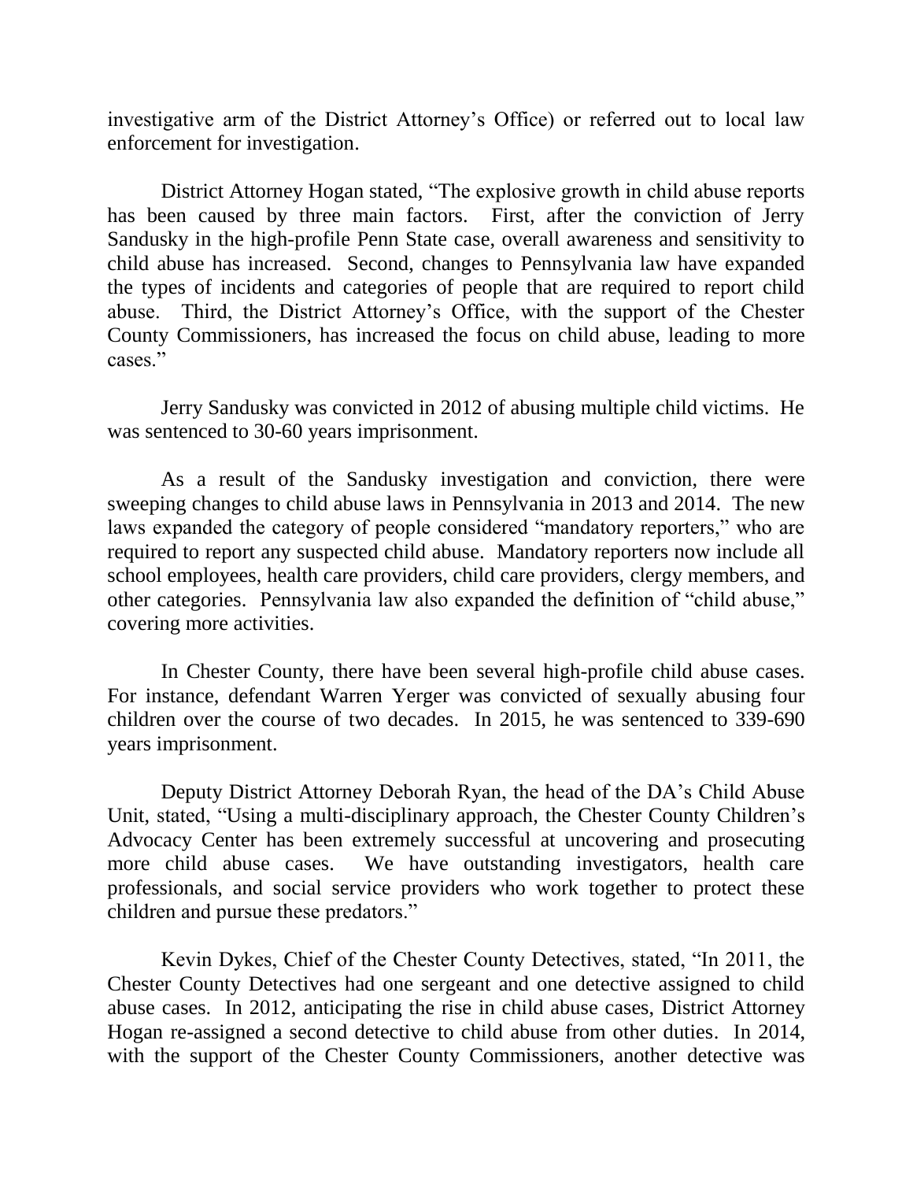investigative arm of the District Attorney's Office) or referred out to local law enforcement for investigation.

District Attorney Hogan stated, "The explosive growth in child abuse reports has been caused by three main factors. First, after the conviction of Jerry Sandusky in the high-profile Penn State case, overall awareness and sensitivity to child abuse has increased. Second, changes to Pennsylvania law have expanded the types of incidents and categories of people that are required to report child abuse. Third, the District Attorney's Office, with the support of the Chester County Commissioners, has increased the focus on child abuse, leading to more cases."

Jerry Sandusky was convicted in 2012 of abusing multiple child victims. He was sentenced to 30-60 years imprisonment.

As a result of the Sandusky investigation and conviction, there were sweeping changes to child abuse laws in Pennsylvania in 2013 and 2014. The new laws expanded the category of people considered "mandatory reporters," who are required to report any suspected child abuse. Mandatory reporters now include all school employees, health care providers, child care providers, clergy members, and other categories. Pennsylvania law also expanded the definition of "child abuse," covering more activities.

In Chester County, there have been several high-profile child abuse cases. For instance, defendant Warren Yerger was convicted of sexually abusing four children over the course of two decades. In 2015, he was sentenced to 339-690 years imprisonment.

Deputy District Attorney Deborah Ryan, the head of the DA's Child Abuse Unit, stated, "Using a multi-disciplinary approach, the Chester County Children's Advocacy Center has been extremely successful at uncovering and prosecuting more child abuse cases. We have outstanding investigators, health care professionals, and social service providers who work together to protect these children and pursue these predators."

Kevin Dykes, Chief of the Chester County Detectives, stated, "In 2011, the Chester County Detectives had one sergeant and one detective assigned to child abuse cases. In 2012, anticipating the rise in child abuse cases, District Attorney Hogan re-assigned a second detective to child abuse from other duties. In 2014, with the support of the Chester County Commissioners, another detective was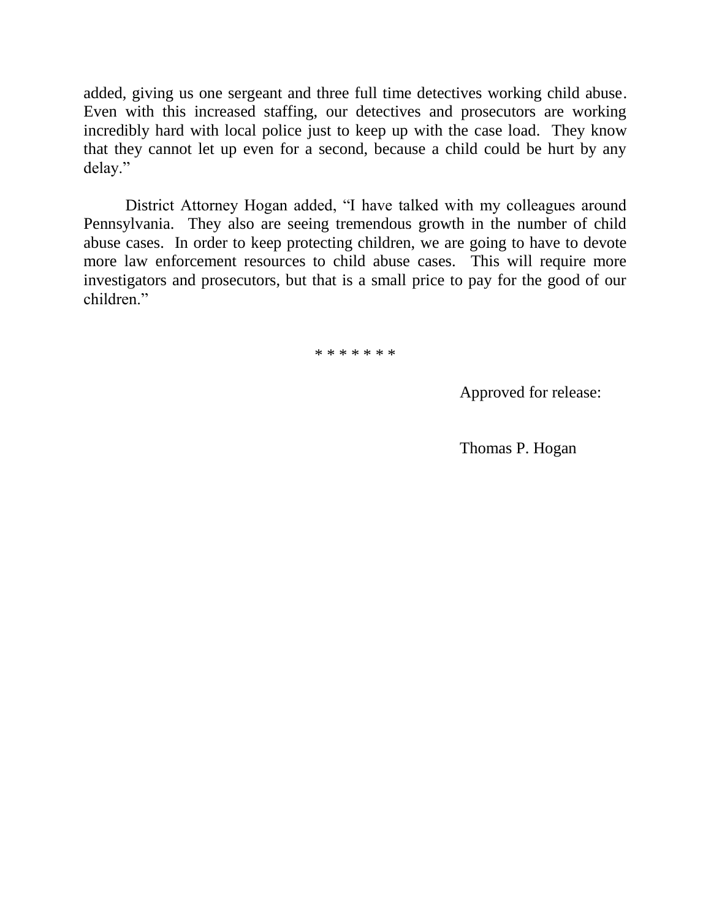added, giving us one sergeant and three full time detectives working child abuse. Even with this increased staffing, our detectives and prosecutors are working incredibly hard with local police just to keep up with the case load. They know that they cannot let up even for a second, because a child could be hurt by any delay."

District Attorney Hogan added, "I have talked with my colleagues around Pennsylvania. They also are seeing tremendous growth in the number of child abuse cases. In order to keep protecting children, we are going to have to devote more law enforcement resources to child abuse cases. This will require more investigators and prosecutors, but that is a small price to pay for the good of our children."

\* \* \* \* \* \* \*

Approved for release:

Thomas P. Hogan